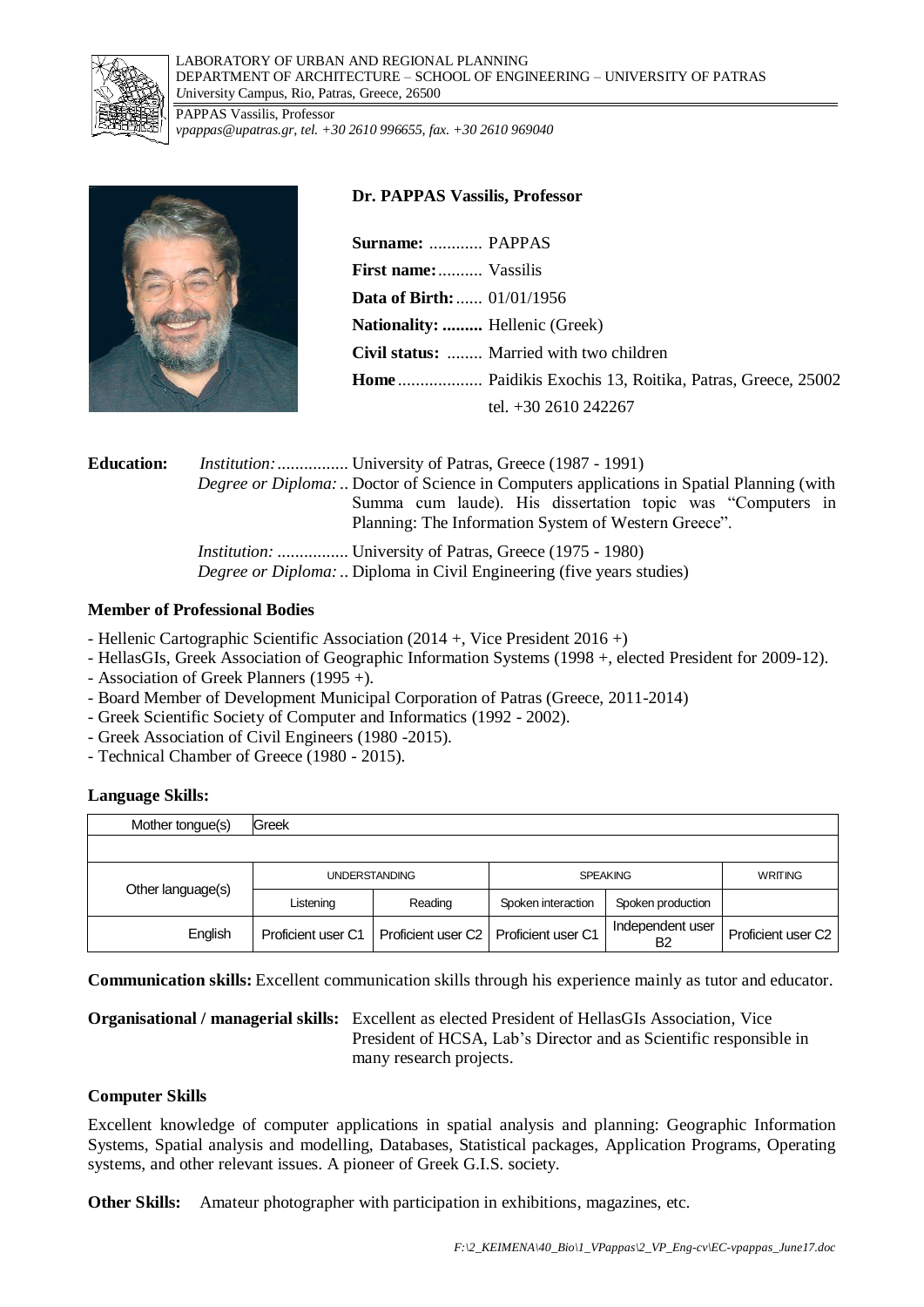LABORATORY OF URBAN AND REGIONAL PLANNING
DEPARTMENT OF ARCHITECTURE – SCHOOL OF ENGINEERING – UNIVERSITY OF PATRAS
*U*niversity Campus, Rio, Patras, Greece, 26500

PAPPAS Vassilis, Professor
*vpappas@upatras.gr, tel. +30 2610 996655, fax. +30 2610 969040*

**Dr. PAPPAS Vassilis, Professor**

**Surname:** ............ PAPPAS
**First name:**.......... Vassilis
**Data of Birth:**...... 01/01/1956
**Nationality: .........** Hellenic (Greek)
**Civil status:** ........ Married with two children
**Home**................... Paidikis Exochis 13, Roitika, Patras, Greece, 25002
tel. +30 2610 242267

**Education:** *Institution:*................ University of Patras, Greece (1987 - 1991)
*Degree or Diploma:* .. Doctor of Science in Computers applications in Spatial Planning (with Summa cum laude). His dissertation topic was "Computers in Planning: The Information System of Western Greece".

*Institution:* ................ University of Patras, Greece (1975 - 1980)
*Degree or Diploma:* .. Diploma in Civil Engineering (five years studies)

**Member of Professional Bodies**

- Hellenic Cartographic Scientific Association (2014 +, Vice President 2016 +)
- HellasGIs, Greek Association of Geographic Information Systems (1998 +, elected President for 2009-12).
- Association of Greek Planners (1995 +).
- Board Member of Development Municipal Corporation of Patras (Greece, 2011-2014)
- Greek Scientific Society of Computer and Informatics (1992 - 2002).
- Greek Association of Civil Engineers (1980 -2015).
- Technical Chamber of Greece (1980 - 2015).

**Language Skills:**

| Mother tongue(s) | Greek | | | | |
|---|---|---|---|---|---|
| | | | | | |
| Other language(s) | UNDERSTANDING | | SPEAKING | | WRITING |
| | Listening | Reading | Spoken interaction | Spoken production | |
| English | Proficient user C1 | Proficient user C2 | Proficient user C1 | Independent user B2 | Proficient user C2 |

**Communication skills:** Excellent communication skills through his experience mainly as tutor and educator.

**Organisational / managerial skills:** Excellent as elected President of HellasGIs Association, Vice President of HCSA, Lab's Director and as Scientific responsible in many research projects.

**Computer Skills**

Excellent knowledge of computer applications in spatial analysis and planning: Geographic Information Systems, Spatial analysis and modelling, Databases, Statistical packages, Application Programs, Operating systems, and other relevant issues. A pioneer of Greek G.I.S. society.

**Other Skills:** Amateur photographer with participation in exhibitions, magazines, etc.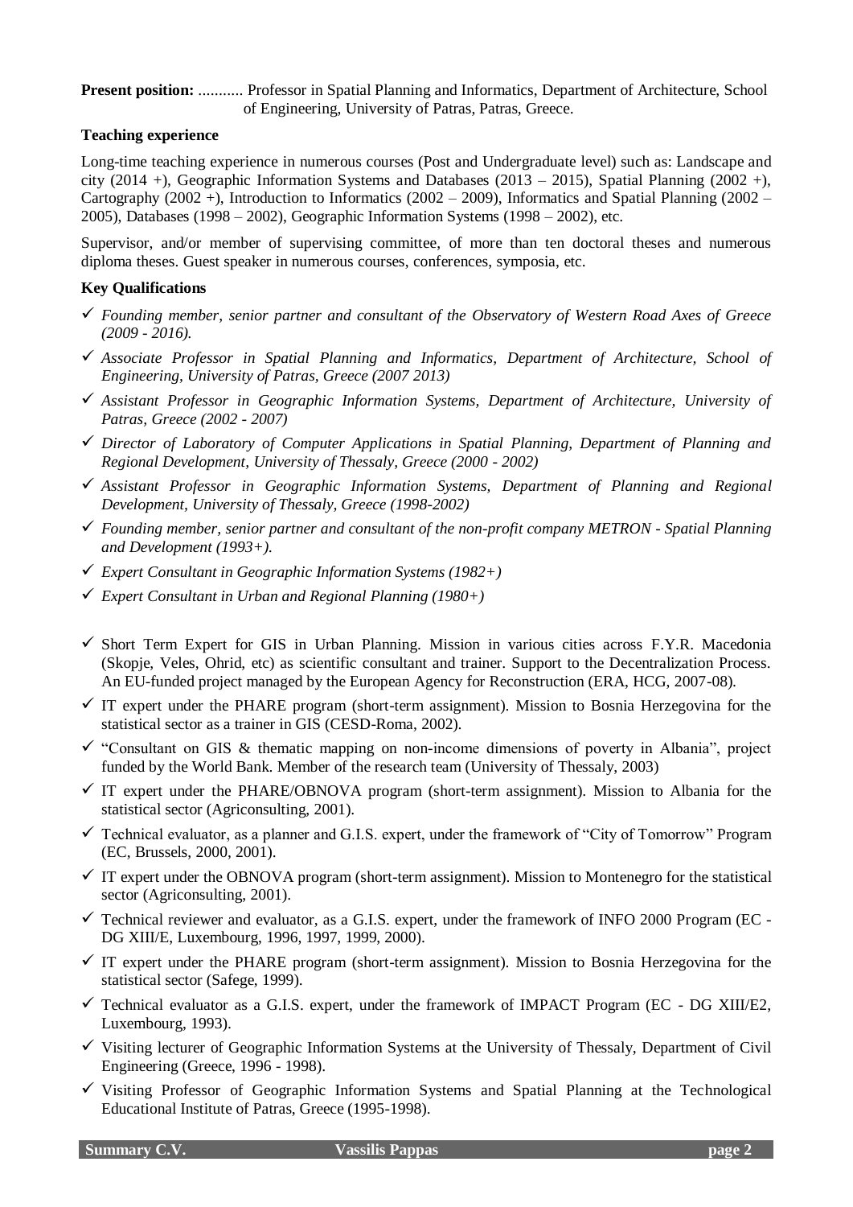**Present position:** ........... Professor in Spatial Planning and Informatics, Department of Architecture, School of Engineering, University of Patras, Patras, Greece.

**Teaching experience**

Long-time teaching experience in numerous courses (Post and Undergraduate level) such as: Landscape and city (2014 +), Geographic Information Systems and Databases (2013 – 2015), Spatial Planning (2002 +), Cartography (2002 +), Introduction to Informatics (2002 – 2009), Informatics and Spatial Planning (2002 – 2005), Databases (1998 – 2002), Geographic Information Systems (1998 – 2002), etc.

Supervisor, and/or member of supervising committee, of more than ten doctoral theses and numerous diploma theses. Guest speaker in numerous courses, conferences, symposia, etc.

**Key Qualifications**

- ✓ *Founding member, senior partner and consultant of the Observatory of Western Road Axes of Greece (2009 - 2016).*
- ✓ *Associate Professor in Spatial Planning and Informatics, Department of Architecture, School of Engineering, University of Patras, Greece (2007 2013)*
- ✓ *Assistant Professor in Geographic Information Systems, Department of Architecture, University of Patras, Greece (2002 - 2007)*
- ✓ *Director of Laboratory of Computer Applications in Spatial Planning, Department of Planning and Regional Development, University of Thessaly, Greece (2000 - 2002)*
- ✓ *Assistant Professor in Geographic Information Systems, Department of Planning and Regional Development, University of Thessaly, Greece (1998-2002)*
- ✓ *Founding member, senior partner and consultant of the non-profit company METRON - Spatial Planning and Development (1993+).*
- ✓ *Expert Consultant in Geographic Information Systems (1982+)*
- ✓ *Expert Consultant in Urban and Regional Planning (1980+)*

- ✓ Short Term Expert for GIS in Urban Planning. Mission in various cities across F.Y.R. Macedonia (Skopje, Veles, Ohrid, etc) as scientific consultant and trainer. Support to the Decentralization Process. An EU-funded project managed by the European Agency for Reconstruction (ERA, HCG, 2007-08).
- ✓ IT expert under the PHARE program (short-term assignment). Mission to Bosnia Herzegovina for the statistical sector as a trainer in GIS (CESD-Roma, 2002).
- ✓ "Consultant on GIS & thematic mapping on non-income dimensions of poverty in Albania", project funded by the World Bank. Member of the research team (University of Thessaly, 2003)
- ✓ IT expert under the PHARE/OBNOVA program (short-term assignment). Mission to Albania for the statistical sector (Agriconsulting, 2001).
- ✓ Technical evaluator, as a planner and G.I.S. expert, under the framework of "City of Tomorrow" Program (EC, Brussels, 2000, 2001).
- ✓ IT expert under the OBNOVA program (short-term assignment). Mission to Montenegro for the statistical sector (Agriconsulting, 2001).
- ✓ Technical reviewer and evaluator, as a G.I.S. expert, under the framework of INFO 2000 Program (EC - DG XIII/E, Luxembourg, 1996, 1997, 1999, 2000).
- ✓ IT expert under the PHARE program (short-term assignment). Mission to Bosnia Herzegovina for the statistical sector (Safege, 1999).
- ✓ Technical evaluator as a G.I.S. expert, under the framework of IMPACT Program (EC - DG XIII/E2, Luxembourg, 1993).
- ✓ Visiting lecturer of Geographic Information Systems at the University of Thessaly, Department of Civil Engineering (Greece, 1996 - 1998).
- ✓ Visiting Professor of Geographic Information Systems and Spatial Planning at the Technological Educational Institute of Patras, Greece (1995-1998).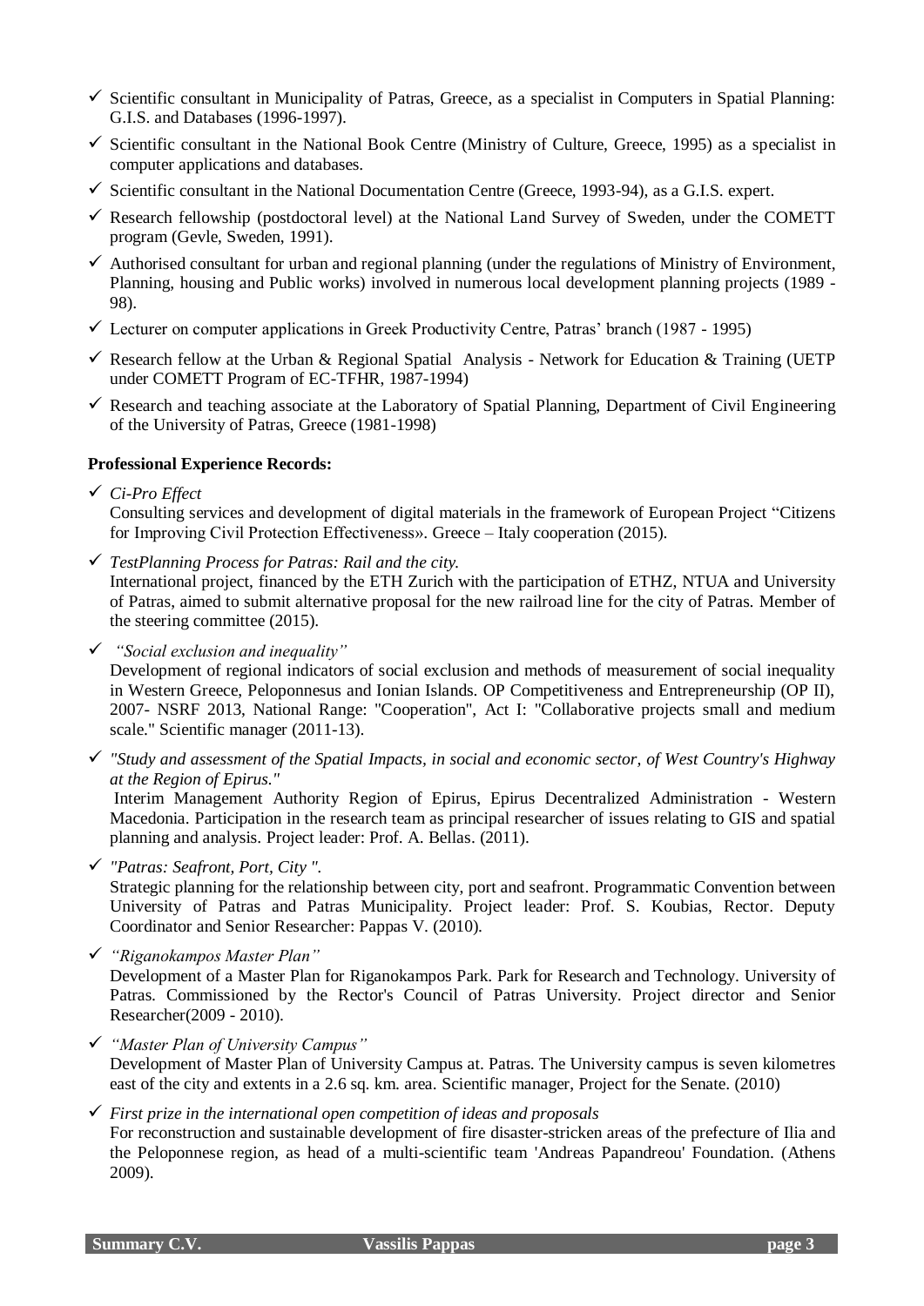- ✓ Scientific consultant in Municipality of Patras, Greece, as a specialist in Computers in Spatial Planning: G.I.S. and Databases (1996-1997).
- ✓ Scientific consultant in the National Book Centre (Ministry of Culture, Greece, 1995) as a specialist in computer applications and databases.
- ✓ Scientific consultant in the National Documentation Centre (Greece, 1993-94), as a G.I.S. expert.
- ✓ Research fellowship (postdoctoral level) at the National Land Survey of Sweden, under the COMETT program (Gevle, Sweden, 1991).
- ✓ Authorised consultant for urban and regional planning (under the regulations of Ministry of Environment, Planning, housing and Public works) involved in numerous local development planning projects (1989 - 98).
- ✓ Lecturer on computer applications in Greek Productivity Centre, Patras' branch (1987 - 1995)
- ✓ Research fellow at the Urban & Regional Spatial Analysis - Network for Education & Training (UETP under COMETT Program of EC-TFHR, 1987-1994)
- ✓ Research and teaching associate at the Laboratory of Spatial Planning, Department of Civil Engineering of the University of Patras, Greece (1981-1998)

**Professional Experience Records:**

- ✓ *Ci-Pro Effect*
  Consulting services and development of digital materials in the framework of European Project "Citizens for Improving Civil Protection Effectiveness». Greece – Italy cooperation (2015).
- ✓ *TestPlanning Process for Patras: Rail and the city.*
  International project, financed by the ETH Zurich with the participation of ETHZ, NTUA and University of Patras, aimed to submit alternative proposal for the new railroad line for the city of Patras. Member of the steering committee (2015).
- ✓ *"Social exclusion and inequality"*
  Development of regional indicators of social exclusion and methods of measurement of social inequality in Western Greece, Peloponnesus and Ionian Islands. OP Competitiveness and Entrepreneurship (OP II), 2007- NSRF 2013, National Range: "Cooperation", Act I: "Collaborative projects small and medium scale." Scientific manager (2011-13).
- ✓ *"Study and assessment of the Spatial Impacts, in social and economic sector, of West Country's Highway at the Region of Epirus."*
  Interim Management Authority Region of Epirus, Epirus Decentralized Administration - Western Macedonia. Participation in the research team as principal researcher of issues relating to GIS and spatial planning and analysis. Project leader: Prof. A. Bellas. (2011).
- ✓ *"Patras: Seafront, Port, City ".*
  Strategic planning for the relationship between city, port and seafront. Programmatic Convention between University of Patras and Patras Municipality. Project leader: Prof. S. Koubias, Rector. Deputy Coordinator and Senior Researcher: Pappas V. (2010).
- ✓ *"Riganokampos Master Plan"*
  Development of a Master Plan for Riganokampos Park. Park for Research and Technology. University of Patras. Commissioned by the Rector's Council of Patras University. Project director and Senior Researcher(2009 - 2010).
- ✓ *"Master Plan of University Campus"*
  Development of Master Plan of University Campus at. Patras. The University campus is seven kilometres east of the city and extents in a 2.6 sq. km. area. Scientific manager, Project for the Senate. (2010)
- ✓ *First prize in the international open competition of ideas and proposals*
  For reconstruction and sustainable development of fire disaster-stricken areas of the prefecture of Ilia and the Peloponnese region, as head of a multi-scientific team 'Andreas Papandreou' Foundation. (Athens 2009).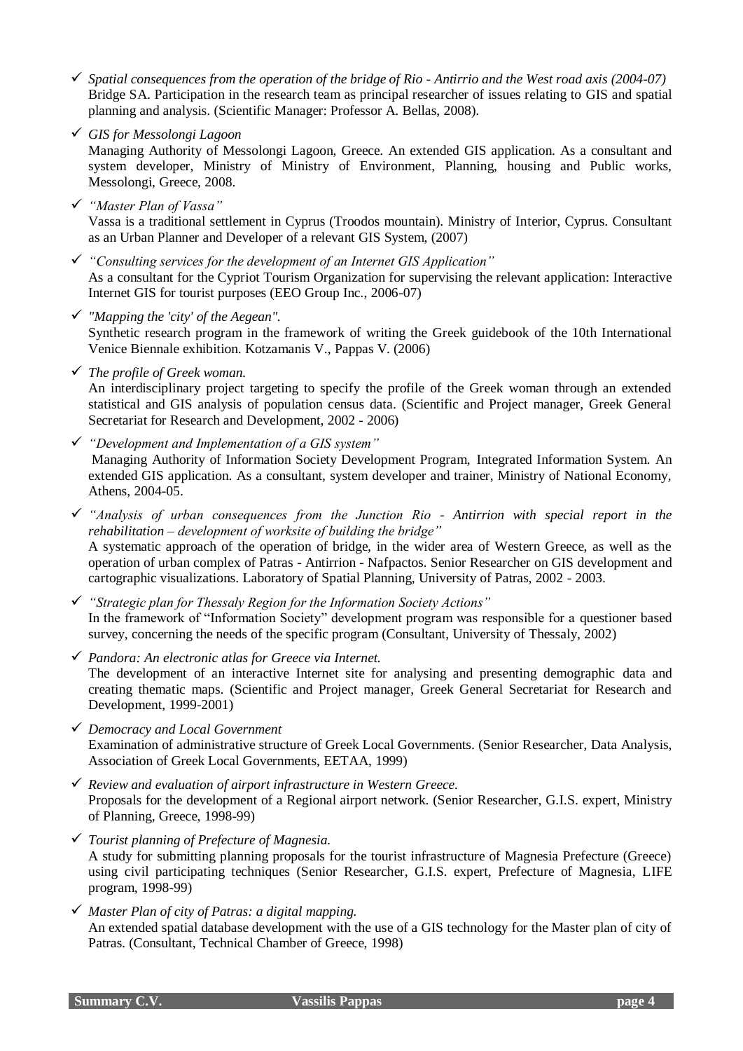- ✓ *Spatial consequences from the operation of the bridge of Rio - Antirrio and the West road axis (2004-07)*
  Bridge SA. Participation in the research team as principal researcher of issues relating to GIS and spatial planning and analysis. (Scientific Manager: Professor A. Bellas, 2008).

- ✓ *GIS for Messolongi Lagoon*
  Managing Authority of Messolongi Lagoon, Greece. An extended GIS application. As a consultant and system developer, Ministry of Ministry of Environment, Planning, housing and Public works, Messolongi, Greece, 2008.

- ✓ *"Master Plan of Vassa"*
  Vassa is a traditional settlement in Cyprus (Troodos mountain). Ministry of Interior, Cyprus. Consultant as an Urban Planner and Developer of a relevant GIS System, (2007)

- ✓ *"Consulting services for the development of an Internet GIS Application"*
  As a consultant for the Cypriot Tourism Organization for supervising the relevant application: Interactive Internet GIS for tourist purposes (EEO Group Inc., 2006-07)

- ✓ *"Mapping the 'city' of the Aegean".*
  Synthetic research program in the framework of writing the Greek guidebook of the 10th International Venice Biennale exhibition. Kotzamanis V., Pappas V. (2006)

- ✓ *The profile of Greek woman.*
  An interdisciplinary project targeting to specify the profile of the Greek woman through an extended statistical and GIS analysis of population census data. (Scientific and Project manager, Greek General Secretariat for Research and Development, 2002 - 2006)

- ✓ *"Development and Implementation of a GIS system"*
  Managing Authority of Information Society Development Program, Integrated Information System. An extended GIS application. As a consultant, system developer and trainer, Ministry of National Economy, Athens, 2004-05.

- ✓ *"Analysis of urban consequences from the Junction Rio - Antirrion with special report in the rehabilitation – development of worksite of building the bridge"*
  A systematic approach of the operation of bridge, in the wider area of Western Greece, as well as the operation of urban complex of Patras - Antirrion - Nafpactos. Senior Researcher on GIS development and cartographic visualizations. Laboratory of Spatial Planning, University of Patras, 2002 - 2003.

- ✓ *"Strategic plan for Thessaly Region for the Information Society Actions"*
  In the framework of "Information Society" development program was responsible for a questioner based survey, concerning the needs of the specific program (Consultant, University of Thessaly, 2002)

- ✓ *Pandora: An electronic atlas for Greece via Internet.*
  The development of an interactive Internet site for analysing and presenting demographic data and creating thematic maps. (Scientific and Project manager, Greek General Secretariat for Research and Development, 1999-2001)

- ✓ *Democracy and Local Government*
  Examination of administrative structure of Greek Local Governments. (Senior Researcher, Data Analysis, Association of Greek Local Governments, EETAA, 1999)

- ✓ *Review and evaluation of airport infrastructure in Western Greece.*
  Proposals for the development of a Regional airport network. (Senior Researcher, G.I.S. expert, Ministry of Planning, Greece, 1998-99)

- ✓ *Tourist planning of Prefecture of Magnesia.*
  A study for submitting planning proposals for the tourist infrastructure of Magnesia Prefecture (Greece) using civil participating techniques (Senior Researcher, G.I.S. expert, Prefecture of Magnesia, LIFE program, 1998-99)

- ✓ *Master Plan of city of Patras: a digital mapping.*
  An extended spatial database development with the use of a GIS technology for the Master plan of city of Patras. (Consultant, Technical Chamber of Greece, 1998)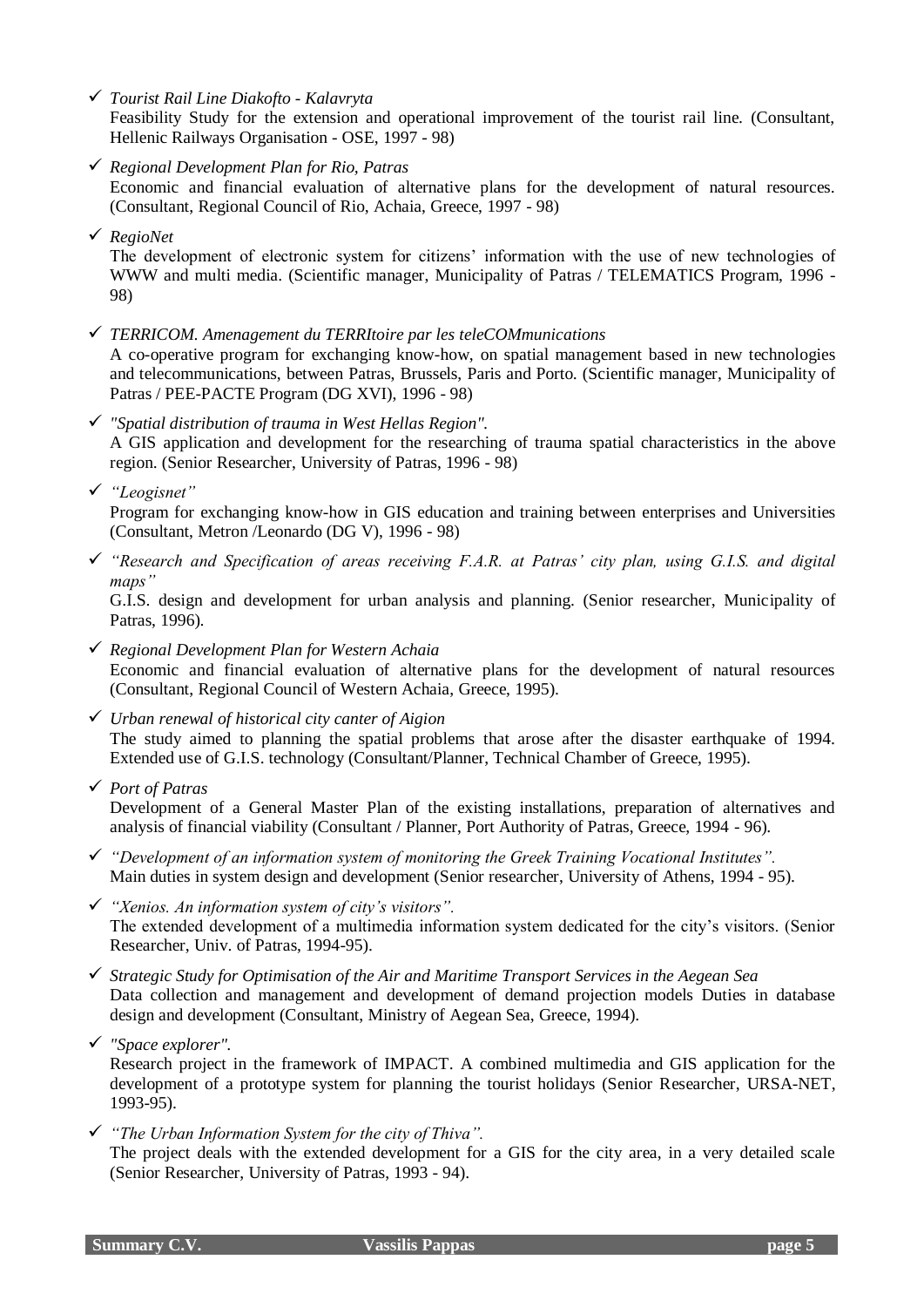- *Tourist Rail Line Diakofto - Kalavryta*
  Feasibility Study for the extension and operational improvement of the tourist rail line. (Consultant, Hellenic Railways Organisation - OSE, 1997 - 98)

- *Regional Development Plan for Rio, Patras*
  Economic and financial evaluation of alternative plans for the development of natural resources. (Consultant, Regional Council of Rio, Achaia, Greece, 1997 - 98)

- *RegioNet*
  The development of electronic system for citizens' information with the use of new technologies of WWW and multi media. (Scientific manager, Municipality of Patras / TELEMATICS Program, 1996 - 98)

- *TERRICOM. Amenagement du TERRItoire par les teleCOMmunications*
  A co-operative program for exchanging know-how, on spatial management based in new technologies and telecommunications, between Patras, Brussels, Paris and Porto. (Scientific manager, Municipality of Patras / PEE-PACTE Program (DG XVI), 1996 - 98)

- *"Spatial distribution of trauma in West Hellas Region".*
  A GIS application and development for the researching of trauma spatial characteristics in the above region. (Senior Researcher, University of Patras, 1996 - 98)

- *"Leogisnet"*
  Program for exchanging know-how in GIS education and training between enterprises and Universities (Consultant, Metron /Leonardo (DG V), 1996 - 98)

- *"Research and Specification of areas receiving F.A.R. at Patras' city plan, using G.I.S. and digital maps"*
  G.I.S. design and development for urban analysis and planning. (Senior researcher, Municipality of Patras, 1996).

- *Regional Development Plan for Western Achaia*
  Economic and financial evaluation of alternative plans for the development of natural resources (Consultant, Regional Council of Western Achaia, Greece, 1995).

- *Urban renewal of historical city canter of Aigion*
  The study aimed to planning the spatial problems that arose after the disaster earthquake of 1994. Extended use of G.I.S. technology (Consultant/Planner, Technical Chamber of Greece, 1995).

- *Port of Patras*
  Development of a General Master Plan of the existing installations, preparation of alternatives and analysis of financial viability (Consultant / Planner, Port Authority of Patras, Greece, 1994 - 96).

- *"Development of an information system of monitoring the Greek Training Vocational Institutes".*
  Main duties in system design and development (Senior researcher, University of Athens, 1994 - 95).

- *"Xenios. An information system of city's visitors".*
  The extended development of a multimedia information system dedicated for the city's visitors. (Senior Researcher, Univ. of Patras, 1994-95).

- *Strategic Study for Optimisation of the Air and Maritime Transport Services in the Aegean Sea*
  Data collection and management and development of demand projection models Duties in database design and development (Consultant, Ministry of Aegean Sea, Greece, 1994).

- *"Space explorer".*
  Research project in the framework of IMPACT. A combined multimedia and GIS application for the development of a prototype system for planning the tourist holidays (Senior Researcher, URSA-NET, 1993-95).

- *"The Urban Information System for the city of Thiva".*
  The project deals with the extended development for a GIS for the city area, in a very detailed scale (Senior Researcher, University of Patras, 1993 - 94).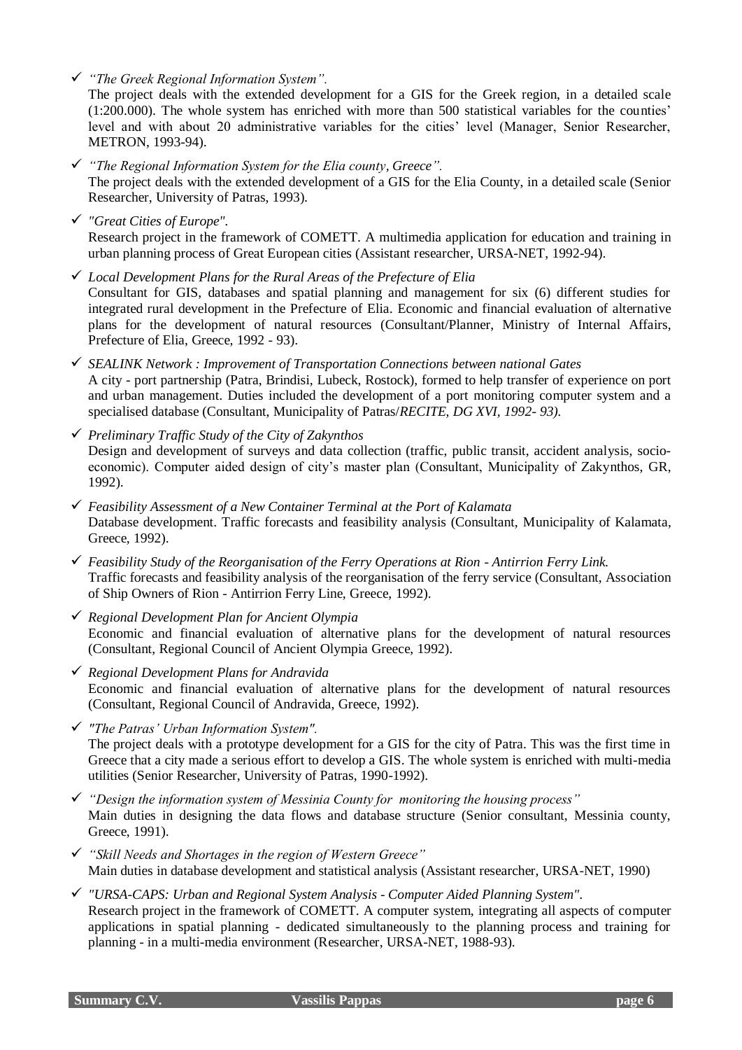- ✓ *“The Greek Regional Information System”.*
  The project deals with the extended development for a GIS for the Greek region, in a detailed scale (1:200.000). The whole system has enriched with more than 500 statistical variables for the counties' level and with about 20 administrative variables for the cities' level (Manager, Senior Researcher, METRON, 1993-94).

- ✓ *“The Regional Information System for the Elia county, Greece”.*
  The project deals with the extended development of a GIS for the Elia County, in a detailed scale (Senior Researcher, University of Patras, 1993).

- ✓ *"Great Cities of Europe".*
  Research project in the framework of COMETT. A multimedia application for education and training in urban planning process of Great European cities (Assistant researcher, URSA-NET, 1992-94).

- ✓ *Local Development Plans for the Rural Areas of the Prefecture of Elia*
  Consultant for GIS, databases and spatial planning and management for six (6) different studies for integrated rural development in the Prefecture of Elia. Economic and financial evaluation of alternative plans for the development of natural resources (Consultant/Planner, Ministry of Internal Affairs, Prefecture of Elia, Greece, 1992 - 93).

- ✓ *SEALINK Network : Improvement of Transportation Connections between national Gates*
  A city - port partnership (Patra, Brindisi, Lubeck, Rostock), formed to help transfer of experience on port and urban management. Duties included the development of a port monitoring computer system and a specialised database (Consultant, Municipality of Patras/*RECITE, DG XVI, 1992- 93).*

- ✓ *Preliminary Traffic Study of the City of Zakynthos*
  Design and development of surveys and data collection (traffic, public transit, accident analysis, socio-economic). Computer aided design of city's master plan (Consultant, Municipality of Zakynthos, GR, 1992).

- ✓ *Feasibility Assessment of a New Container Terminal at the Port of Kalamata*
  Database development. Traffic forecasts and feasibility analysis (Consultant, Municipality of Kalamata, Greece, 1992).

- ✓ *Feasibility Study of the Reorganisation of the Ferry Operations at Rion - Antirrion Ferry Link.*
  Traffic forecasts and feasibility analysis of the reorganisation of the ferry service (Consultant, Association of Ship Owners of Rion - Antirrion Ferry Line, Greece, 1992).

- ✓ *Regional Development Plan for Ancient Olympia*
  Economic and financial evaluation of alternative plans for the development of natural resources (Consultant, Regional Council of Ancient Olympia Greece, 1992).

- ✓ *Regional Development Plans for Andravida*
  Economic and financial evaluation of alternative plans for the development of natural resources (Consultant, Regional Council of Andravida, Greece, 1992).

- ✓ *"The Patras' Urban Information System".*
  The project deals with a prototype development for a GIS for the city of Patra. This was the first time in Greece that a city made a serious effort to develop a GIS. The whole system is enriched with multi-media utilities (Senior Researcher, University of Patras, 1990-1992).

- ✓ *“Design the information system of Messinia County for monitoring the housing process”*
  Main duties in designing the data flows and database structure (Senior consultant, Messinia county, Greece, 1991).

- ✓ *“Skill Needs and Shortages in the region of Western Greece”*
  Main duties in database development and statistical analysis (Assistant researcher, URSA-NET, 1990)

- ✓ *"URSA-CAPS: Urban and Regional System Analysis - Computer Aided Planning System".*
  Research project in the framework of COMETT. A computer system, integrating all aspects of computer applications in spatial planning - dedicated simultaneously to the planning process and training for planning - in a multi-media environment (Researcher, URSA-NET, 1988-93).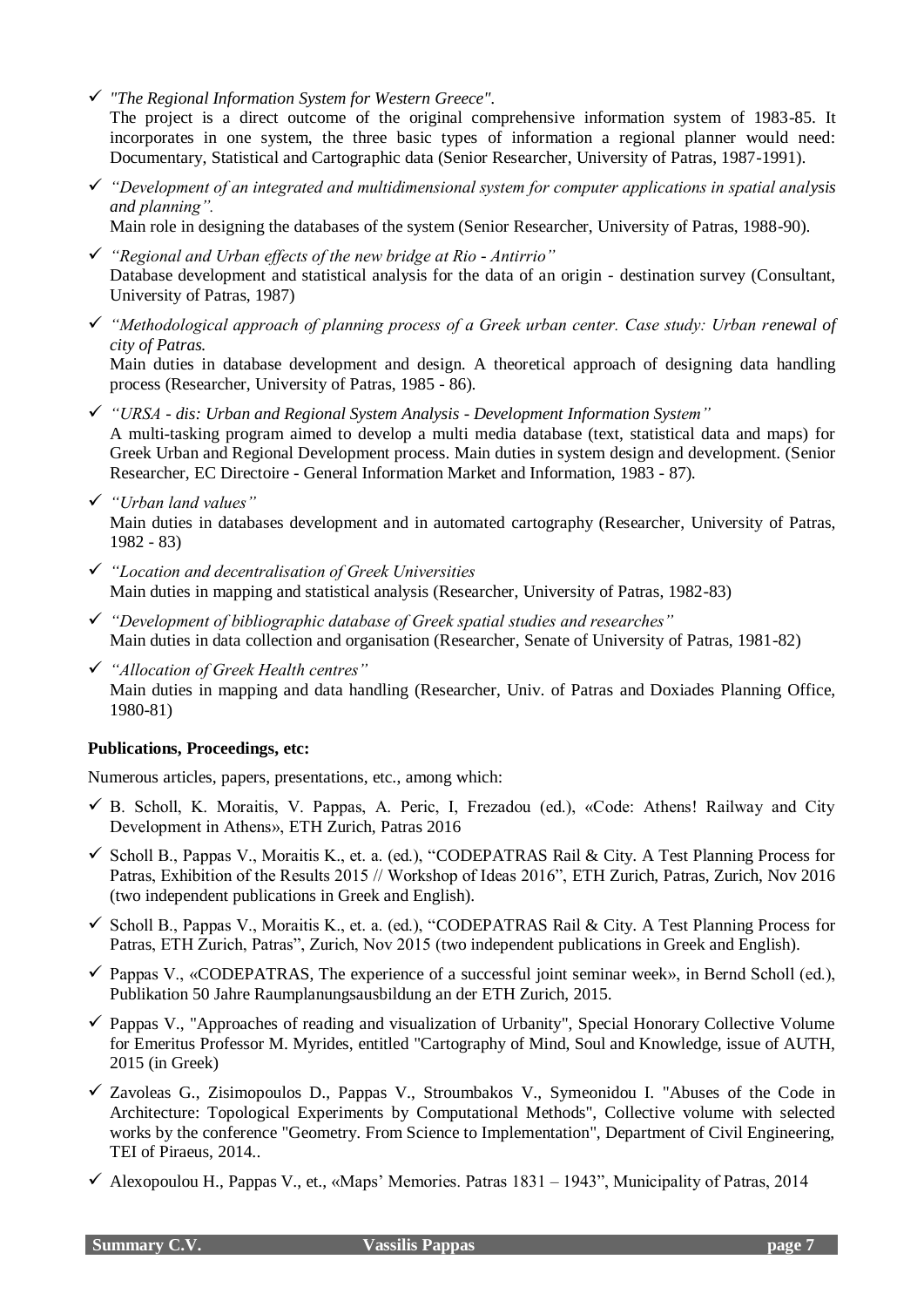- *"The Regional Information System for Western Greece".*
  The project is a direct outcome of the original comprehensive information system of 1983-85. It incorporates in one system, the three basic types of information a regional planner would need: Documentary, Statistical and Cartographic data (Senior Researcher, University of Patras, 1987-1991).

- *"Development of an integrated and multidimensional system for computer applications in spatial analysis and planning".*
  Main role in designing the databases of the system (Senior Researcher, University of Patras, 1988-90).

- *"Regional and Urban effects of the new bridge at Rio - Antirrio"*
  Database development and statistical analysis for the data of an origin - destination survey (Consultant, University of Patras, 1987)

- *"Methodological approach of planning process of a Greek urban center. Case study: Urban renewal of city of Patras.*
  Main duties in database development and design. A theoretical approach of designing data handling process (Researcher, University of Patras, 1985 - 86).

- *"URSA - dis: Urban and Regional System Analysis - Development Information System"*
  A multi-tasking program aimed to develop a multi media database (text, statistical data and maps) for Greek Urban and Regional Development process. Main duties in system design and development. (Senior Researcher, EC Directoire - General Information Market and Information, 1983 - 87).

- *"Urban land values"*
  Main duties in databases development and in automated cartography (Researcher, University of Patras, 1982 - 83)

- *"Location and decentralisation of Greek Universities*
  Main duties in mapping and statistical analysis (Researcher, University of Patras, 1982-83)

- *"Development of bibliographic database of Greek spatial studies and researches"*
  Main duties in data collection and organisation (Researcher, Senate of University of Patras, 1981-82)

- *"Allocation of Greek Health centres"*
  Main duties in mapping and data handling (Researcher, Univ. of Patras and Doxiades Planning Office, 1980-81)

**Publications, Proceedings, etc:**

Numerous articles, papers, presentations, etc., among which:

- B. Scholl, K. Moraitis, V. Pappas, A. Peric, I, Frezadou (ed.), «Code: Athens! Railway and City Development in Athens», ETH Zurich, Patras 2016
- Scholl B., Pappas V., Moraitis K., et. a. (ed.), "CODEPATRAS Rail & City. A Test Planning Process for Patras, Exhibition of the Results 2015 // Workshop of Ideas 2016", ETH Zurich, Patras, Zurich, Nov 2016 (two independent publications in Greek and English).
- Scholl B., Pappas V., Moraitis K., et. a. (ed.), "CODEPATRAS Rail & City. A Test Planning Process for Patras, ETH Zurich, Patras", Zurich, Nov 2015 (two independent publications in Greek and English).
- Pappas V., «CODEPATRAS, The experience of a successful joint seminar week», in Bernd Scholl (ed.), Publikation 50 Jahre Raumplanungsausbildung an der ETH Zurich, 2015.
- Pappas V., "Approaches of reading and visualization of Urbanity", Special Honorary Collective Volume for Emeritus Professor M. Myrides, entitled "Cartography of Mind, Soul and Knowledge, issue of AUTH, 2015 (in Greek)
- Zavoleas G., Zisimopoulos D., Pappas V., Stroumbakos V., Symeonidou I. "Abuses of the Code in Architecture: Topological Experiments by Computational Methods", Collective volume with selected works by the conference "Geometry. From Science to Implementation", Department of Civil Engineering, TEI of Piraeus, 2014..
- Alexopoulou H., Pappas V., et., «Maps' Memories. Patras 1831 – 1943", Municipality of Patras, 2014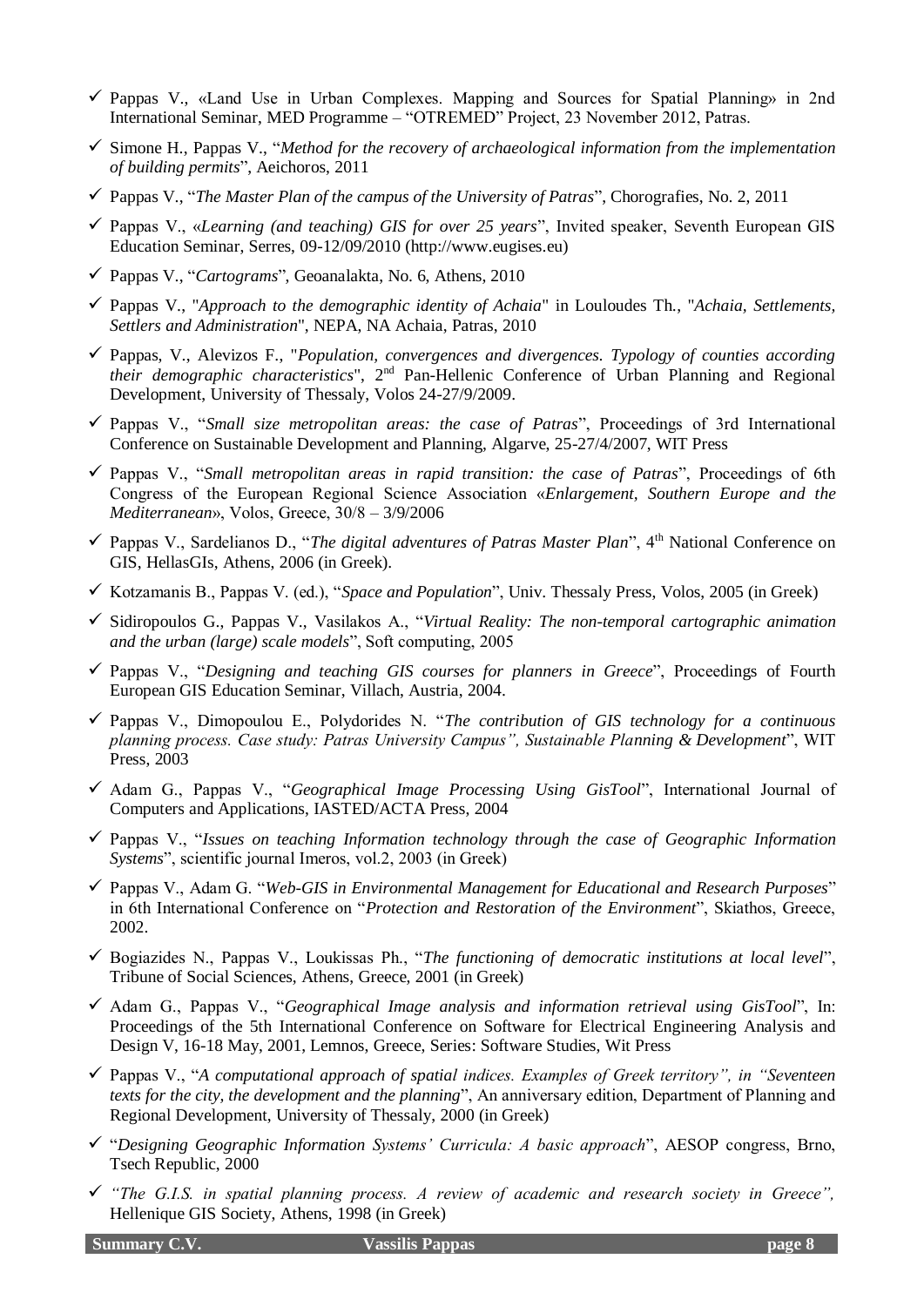- Pappas V., «Land Use in Urban Complexes. Mapping and Sources for Spatial Planning» in 2nd International Seminar, MED Programme – "OTREMED" Project, 23 November 2012, Patras.
- Simone H., Pappas V., "*Method for the recovery of archaeological information from the implementation of building permits*", Aeichoros, 2011
- Pappas V., "*The Master Plan of the campus of the University of Patras*", Chorografies, No. 2, 2011
- Pappas V., «*Learning (and teaching) GIS for over 25 years*", Invited speaker, Seventh European GIS Education Seminar, Serres, 09-12/09/2010 (http://www.eugises.eu)
- Pappas V., "*Cartograms*", Geoanalakta, No. 6, Athens, 2010
- Pappas V., "*Approach to the demographic identity of Achaia*" in Louloudes Th., "*Achaia, Settlements, Settlers and Administration*", NEPA, NA Achaia, Patras, 2010
- Pappas, V., Alevizos F., "*Population, convergences and divergences. Typology of counties according their demographic characteristics*", 2nd Pan-Hellenic Conference of Urban Planning and Regional Development, University of Thessaly, Volos 24-27/9/2009.
- Pappas V., "*Small size metropolitan areas: the case of Patras*", Proceedings of 3rd International Conference on Sustainable Development and Planning, Algarve, 25-27/4/2007, WIT Press
- Pappas V., "*Small metropolitan areas in rapid transition: the case of Patras*", Proceedings of 6th Congress of the European Regional Science Association «*Enlargement, Southern Europe and the Mediterranean*», Volos, Greece, 30/8 – 3/9/2006
- Pappas V., Sardelianos D., "*The digital adventures of Patras Master Plan*", 4th National Conference on GIS, HellasGIs, Athens, 2006 (in Greek).
- Kotzamanis B., Pappas V. (ed.), "*Space and Population*", Univ. Thessaly Press, Volos, 2005 (in Greek)
- Sidiropoulos G., Pappas V., Vasilakos A., "*Virtual Reality: The non-temporal cartographic animation and the urban (large) scale models*", Soft computing, 2005
- Pappas V., "*Designing and teaching GIS courses for planners in Greece*", Proceedings of Fourth European GIS Education Seminar, Villach, Austria, 2004.
- Pappas V., Dimopoulou E., Polydorides N. "*The contribution of GIS technology for a continuous planning process. Case study: Patras University Campus", Sustainable Planning & Development*", WIT Press, 2003
- Adam G., Pappas V., "*Geographical Image Processing Using GisTool*", International Journal of Computers and Applications, IASTED/ACTA Press, 2004
- Pappas V., "*Issues on teaching Information technology through the case of Geographic Information Systems*", scientific journal Imeros, vol.2, 2003 (in Greek)
- Pappas V., Adam G. "*Web-GIS in Environmental Management for Educational and Research Purposes*" in 6th International Conference on "*Protection and Restoration of the Environment*", Skiathos, Greece, 2002.
- Bogiazides N., Pappas V., Loukissas Ph., "*The functioning of democratic institutions at local level*", Tribune of Social Sciences, Athens, Greece, 2001 (in Greek)
- Adam G., Pappas V., "*Geographical Image analysis and information retrieval using GisTool*", In: Proceedings of the 5th International Conference on Software for Electrical Engineering Analysis and Design V, 16-18 May, 2001, Lemnos, Greece, Series: Software Studies, Wit Press
- Pappas V., "*A computational approach of spatial indices. Examples of Greek territory", in "Seventeen texts for the city, the development and the planning*", An anniversary edition, Department of Planning and Regional Development, University of Thessaly, 2000 (in Greek)
- "*Designing Geographic Information Systems' Curricula: A basic approach*", AESOP congress, Brno, Tsech Republic, 2000
- *"The G.I.S. in spatial planning process. A review of academic and research society in Greece",* Hellenique GIS Society, Athens, 1998 (in Greek)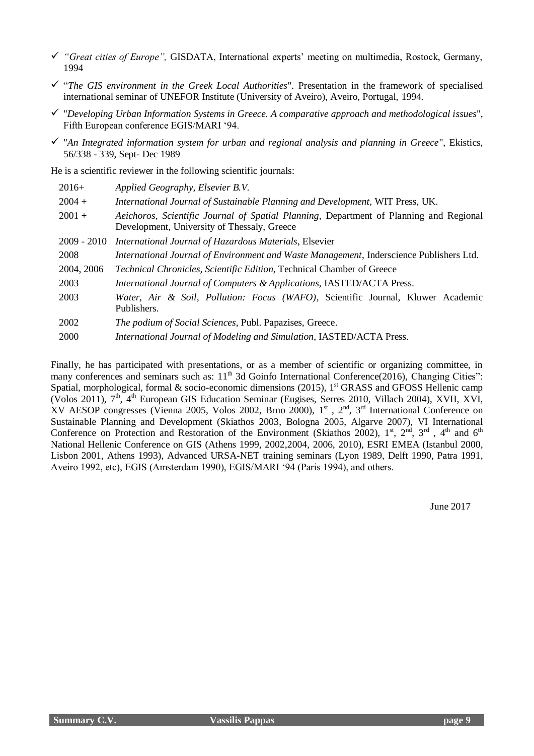- *"Great cities of Europe",* GISDATA, International experts' meeting on multimedia, Rostock, Germany, 1994
- "*The GIS environment in the Greek Local Authorities*". Presentation in the framework of specialised international seminar of UNEFOR Institute (University of Aveiro), Aveiro, Portugal, 1994.
- "*Developing Urban Information Systems in Greece. A comparative approach and methodological issues*", Fifth European conference EGIS/MARI '94.
- "*An Integrated information system for urban and regional analysis and planning in Greece*", Ekistics, 56/338 - 339, Sept- Dec 1989

He is a scientific reviewer in the following scientific journals:

| | |
|---|---|
| 2016+ | *Applied Geography, Elsevier B.V.* |
| 2004 + | *International Journal of Sustainable Planning and Development*, WIT Press, UK. |
| 2001 + | *Aeichoros, Scientific Journal of Spatial Planning*, Department of Planning and Regional Development, University of Thessaly, Greece |
| 2009 - 2010 | *International Journal of Hazardous Materials*, Elsevier |
| 2008 | *International Journal of Environment and Waste Management*, Inderscience Publishers Ltd. |
| 2004, 2006 | *Technical Chronicles, Scientific Edition*, Technical Chamber of Greece |
| 2003 | *International Journal of Computers & Applications*, IASTED/ACTA Press. |
| 2003 | *Water, Air & Soil, Pollution: Focus (WAFO)*, Scientific Journal, Kluwer Academic Publishers. |
| 2002 | *The podium of Social Sciences*, Publ. Papazises, Greece. |
| 2000 | *International Journal of Modeling and Simulation*, IASTED/ACTA Press. |

Finally, he has participated with presentations, or as a member of scientific or organizing committee, in many conferences and seminars such as: 11th 3d Goinfo International Conference(2016), Changing Cities": Spatial, morphological, formal & socio-economic dimensions (2015), 1st GRASS and GFOSS Hellenic camp (Volos 2011), 7th, 4th European GIS Education Seminar (Eugises, Serres 2010, Villach 2004), XVII, XVI, XV AESOP congresses (Vienna 2005, Volos 2002, Brno 2000), 1st , 2nd, 3rd International Conference on Sustainable Planning and Development (Skiathos 2003, Bologna 2005, Algarve 2007), VI International Conference on Protection and Restoration of the Environment (Skiathos 2002), 1st, 2nd, 3rd , 4th and 6th National Hellenic Conference on GIS (Athens 1999, 2002,2004, 2006, 2010), ESRI EMEA (Istanbul 2000, Lisbon 2001, Athens 1993), Advanced URSA-NET training seminars (Lyon 1989, Delft 1990, Patra 1991, Aveiro 1992, etc), EGIS (Amsterdam 1990), EGIS/MARI '94 (Paris 1994), and others.

June 2017